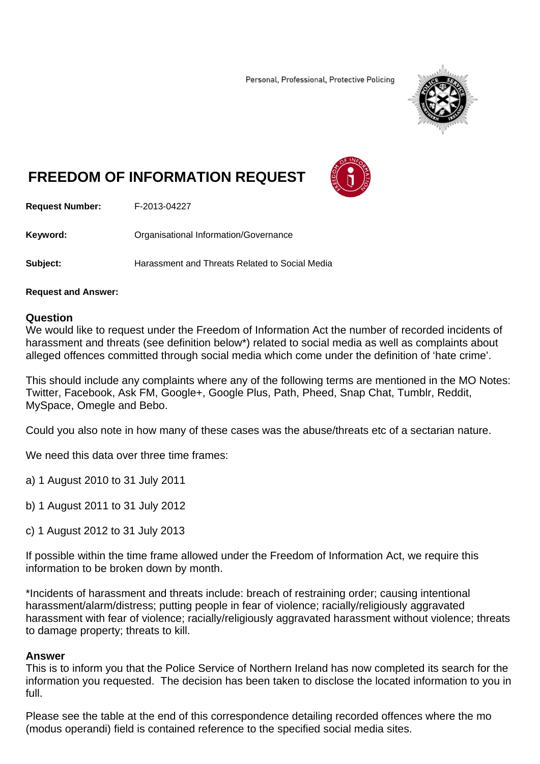Personal, Professional, Protective Policing

# FREEDOM OF INFORMATION REQUEST

**Request Number:** F-2013-04227

**Keyword:** Organisational Information/Governance

**Subject:** Harassment and Threats Related to Social Media

**Request and Answer:**

## Question

We would like to request under the Freedom of Information Act the number of recorded incidents of harassment and threats (see definition below*) related to social media as well as complaints about alleged offences committed through social media which come under the definition of 'hate crime'.

This should include any complaints where any of the following terms are mentioned in the MO Notes: Twitter, Facebook, Ask FM, Google+, Google Plus, Path, Pheed, Snap Chat, Tumblr, Reddit, MySpace, Omegle and Bebo.

Could you also note in how many of these cases was the abuse/threats etc of a sectarian nature.

We need this data over three time frames:

a) 1 August 2010 to 31 July 2011

b) 1 August 2011 to 31 July 2012

c) 1 August 2012 to 31 July 2013

If possible within the time frame allowed under the Freedom of Information Act, we require this information to be broken down by month.

*Incidents of harassment and threats include: breach of restraining order; causing intentional harassment/alarm/distress; putting people in fear of violence; racially/religiously aggravated harassment with fear of violence; racially/religiously aggravated harassment without violence; threats to damage property; threats to kill.

## Answer

This is to inform you that the Police Service of Northern Ireland has now completed its search for the information you requested. The decision has been taken to disclose the located information to you in full.

Please see the table at the end of this correspondence detailing recorded offences where the mo (modus operandi) field is contained reference to the specified social media sites.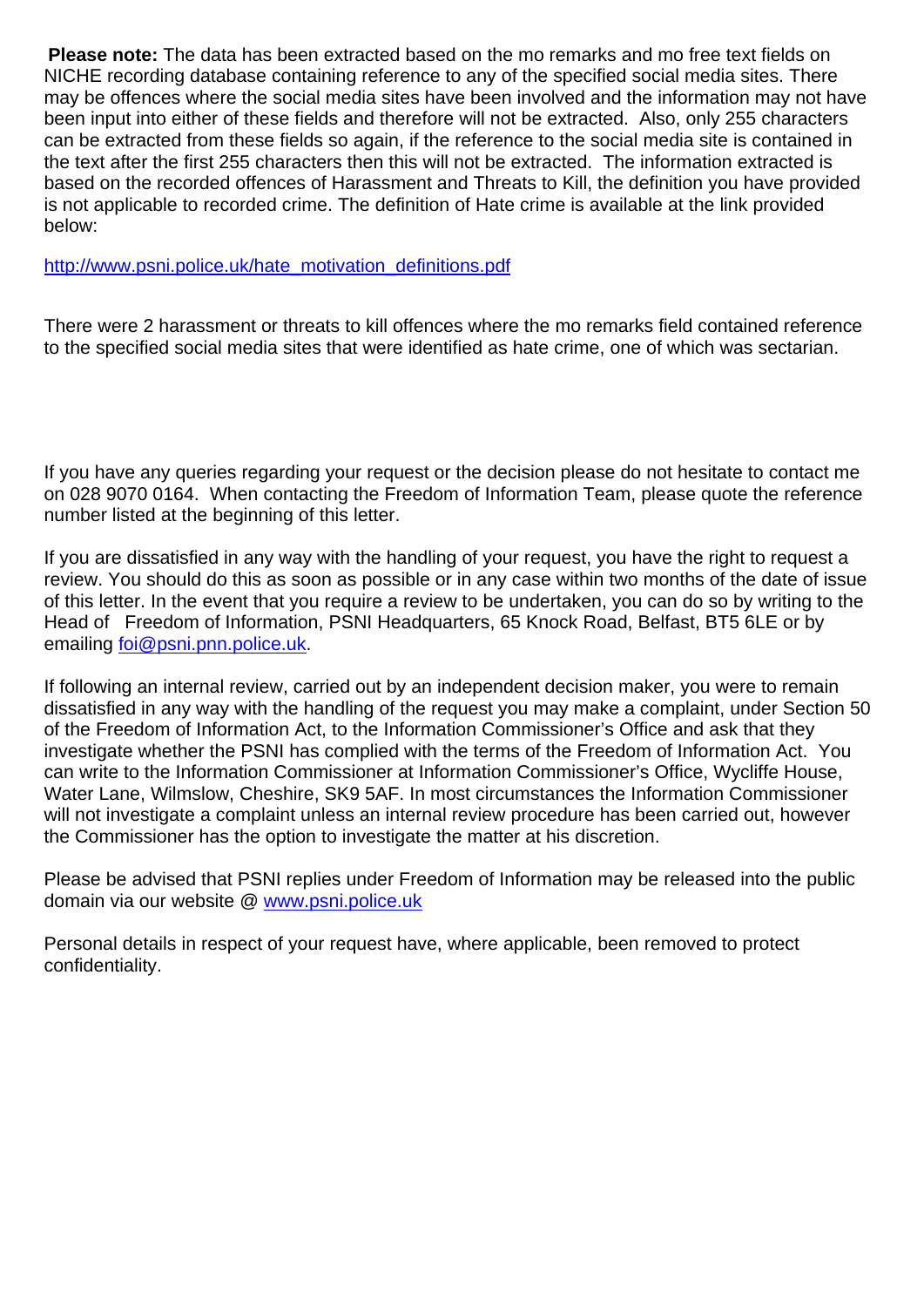**Please note:** The data has been extracted based on the mo remarks and mo free text fields on NICHE recording database containing reference to any of the specified social media sites. There may be offences where the social media sites have been involved and the information may not have been input into either of these fields and therefore will not be extracted. Also, only 255 characters can be extracted from these fields so again, if the reference to the social media site is contained in the text after the first 255 characters then this will not be extracted. The information extracted is based on the recorded offences of Harassment and Threats to Kill, the definition you have provided is not applicable to recorded crime. The definition of Hate crime is available at the link provided below:

[http://www.psni.police.uk/hate_motivation_definitions.pdf](http://www.psni.police.uk/hate_motivation_definitions.pdf)

There were 2 harassment or threats to kill offences where the mo remarks field contained reference to the specified social media sites that were identified as hate crime, one of which was sectarian.

If you have any queries regarding your request or the decision please do not hesitate to contact me on 028 9070 0164. When contacting the Freedom of Information Team, please quote the reference number listed at the beginning of this letter.

If you are dissatisfied in any way with the handling of your request, you have the right to request a review. You should do this as soon as possible or in any case within two months of the date of issue of this letter. In the event that you require a review to be undertaken, you can do so by writing to the Head of Freedom of Information, PSNI Headquarters, 65 Knock Road, Belfast, BT5 6LE or by emailing [foi@psni.pnn.police.uk](mailto:foi@psni.pnn.police.uk).

If following an internal review, carried out by an independent decision maker, you were to remain dissatisfied in any way with the handling of the request you may make a complaint, under Section 50 of the Freedom of Information Act, to the Information Commissioner's Office and ask that they investigate whether the PSNI has complied with the terms of the Freedom of Information Act. You can write to the Information Commissioner at Information Commissioner's Office, Wycliffe House, Water Lane, Wilmslow, Cheshire, SK9 5AF. In most circumstances the Information Commissioner will not investigate a complaint unless an internal review procedure has been carried out, however the Commissioner has the option to investigate the matter at his discretion.

Please be advised that PSNI replies under Freedom of Information may be released into the public domain via our website @ [www.psni.police.uk](http://www.psni.police.uk)

Personal details in respect of your request have, where applicable, been removed to protect confidentiality.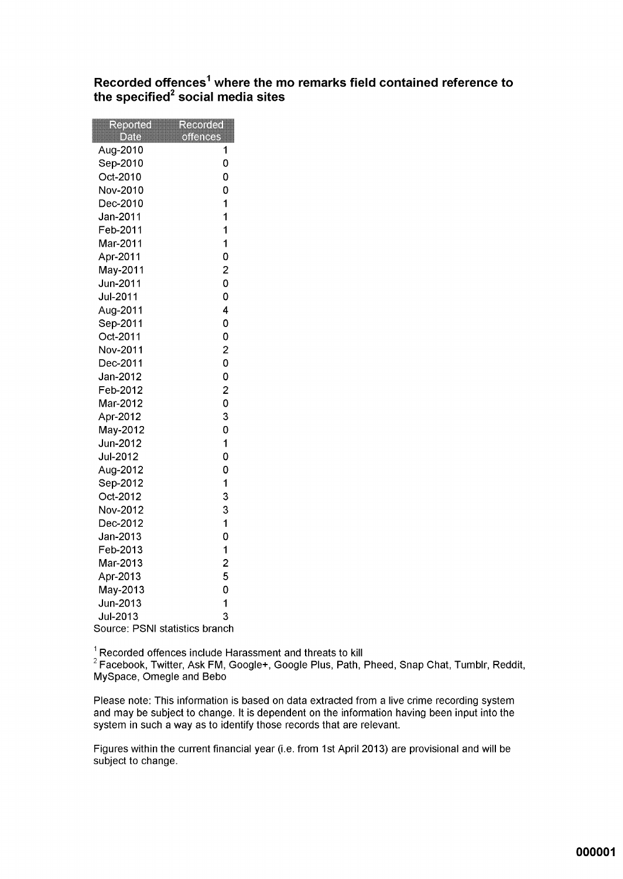**Recorded offences[1] where the mo remarks field contained reference to the specified[2] social media sites**

| Reported Date | Recorded offences |
|---|---|
| Aug-2010 | 1 |
| Sep-2010 | 0 |
| Oct-2010 | 0 |
| Nov-2010 | 0 |
| Dec-2010 | 1 |
| Jan-2011 | 1 |
| Feb-2011 | 1 |
| Mar-2011 | 1 |
| Apr-2011 | 0 |
| May-2011 | 2 |
| Jun-2011 | 0 |
| Jul-2011 | 0 |
| Aug-2011 | 4 |
| Sep-2011 | 0 |
| Oct-2011 | 0 |
| Nov-2011 | 2 |
| Dec-2011 | 0 |
| Jan-2012 | 0 |
| Feb-2012 | 2 |
| Mar-2012 | 0 |
| Apr-2012 | 3 |
| May-2012 | 0 |
| Jun-2012 | 1 |
| Jul-2012 | 0 |
| Aug-2012 | 0 |
| Sep-2012 | 1 |
| Oct-2012 | 3 |
| Nov-2012 | 3 |
| Dec-2012 | 1 |
| Jan-2013 | 0 |
| Feb-2013 | 1 |
| Mar-2013 | 2 |
| Apr-2013 | 5 |
| May-2013 | 0 |
| Jun-2013 | 1 |
| Jul-2013 | 3 |

Source: PSNI statistics branch

[1] Recorded offences include Harassment and threats to kill

[2] Facebook, Twitter, Ask FM, Google+, Google Plus, Path, Pheed, Snap Chat, Tumblr, Reddit, MySpace, Omegle and Bebo

Please note: This information is based on data extracted from a live crime recording system and may be subject to change. It is dependent on the information having been input into the system in such a way as to identify those records that are relevant.

Figures within the current financial year (i.e. from 1st April 2013) are provisional and will be subject to change.